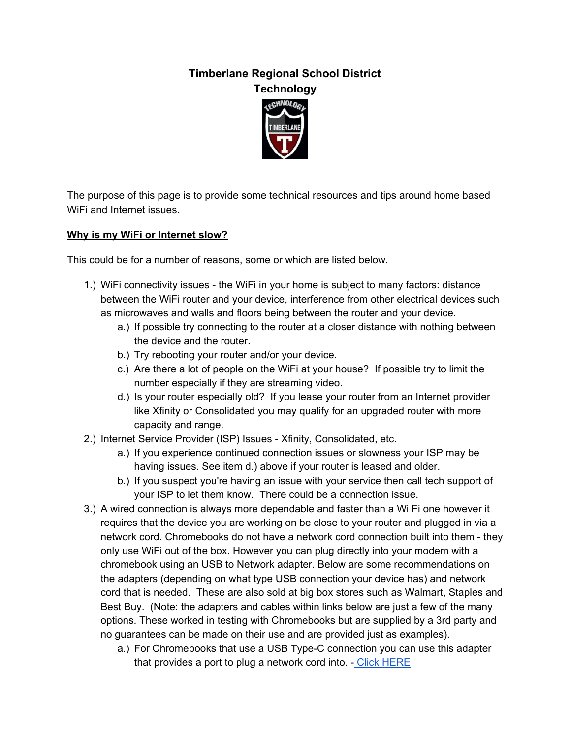# Timberlane Regional School District
## Technology

---

The purpose of this page is to provide some technical resources and tips around home based WiFi and Internet issues.

**Why is my WiFi or Internet slow?**

This could be for a number of reasons, some or which are listed below.

1.) WiFi connectivity issues - the WiFi in your home is subject to many factors: distance between the WiFi router and your device, interference from other electrical devices such as microwaves and walls and floors being between the router and your device.
   - a.) If possible try connecting to the router at a closer distance with nothing between the device and the router.
   - b.) Try rebooting your router and/or your device.
   - c.) Are there a lot of people on the WiFi at your house? If possible try to limit the number especially if they are streaming video.
   - d.) Is your router especially old? If you lease your router from an Internet provider like Xfinity or Consolidated you may qualify for an upgraded router with more capacity and range.

2.) Internet Service Provider (ISP) Issues - Xfinity, Consolidated, etc.
   - a.) If you experience continued connection issues or slowness your ISP may be having issues. See item d.) above if your router is leased and older.
   - b.) If you suspect you're having an issue with your service then call tech support of your ISP to let them know. There could be a connection issue.

3.) A wired connection is always more dependable and faster than a Wi Fi one however it requires that the device you are working on be close to your router and plugged in via a network cord. Chromebooks do not have a network cord connection built into them - they only use WiFi out of the box. However you can plug directly into your modem with a chromebook using an USB to Network adapter. Below are some recommendations on the adapters (depending on what type USB connection your device has) and network cord that is needed. These are also sold at big box stores such as Walmart, Staples and Best Buy. (Note: the adapters and cables within links below are just a few of the many options. These worked in testing with Chromebooks but are supplied by a 3rd party and no guarantees can be made on their use and are provided just as examples).
   - a.) For Chromebooks that use a USB Type-C connection you can use this adapter that provides a port to plug a network cord into. - Click HERE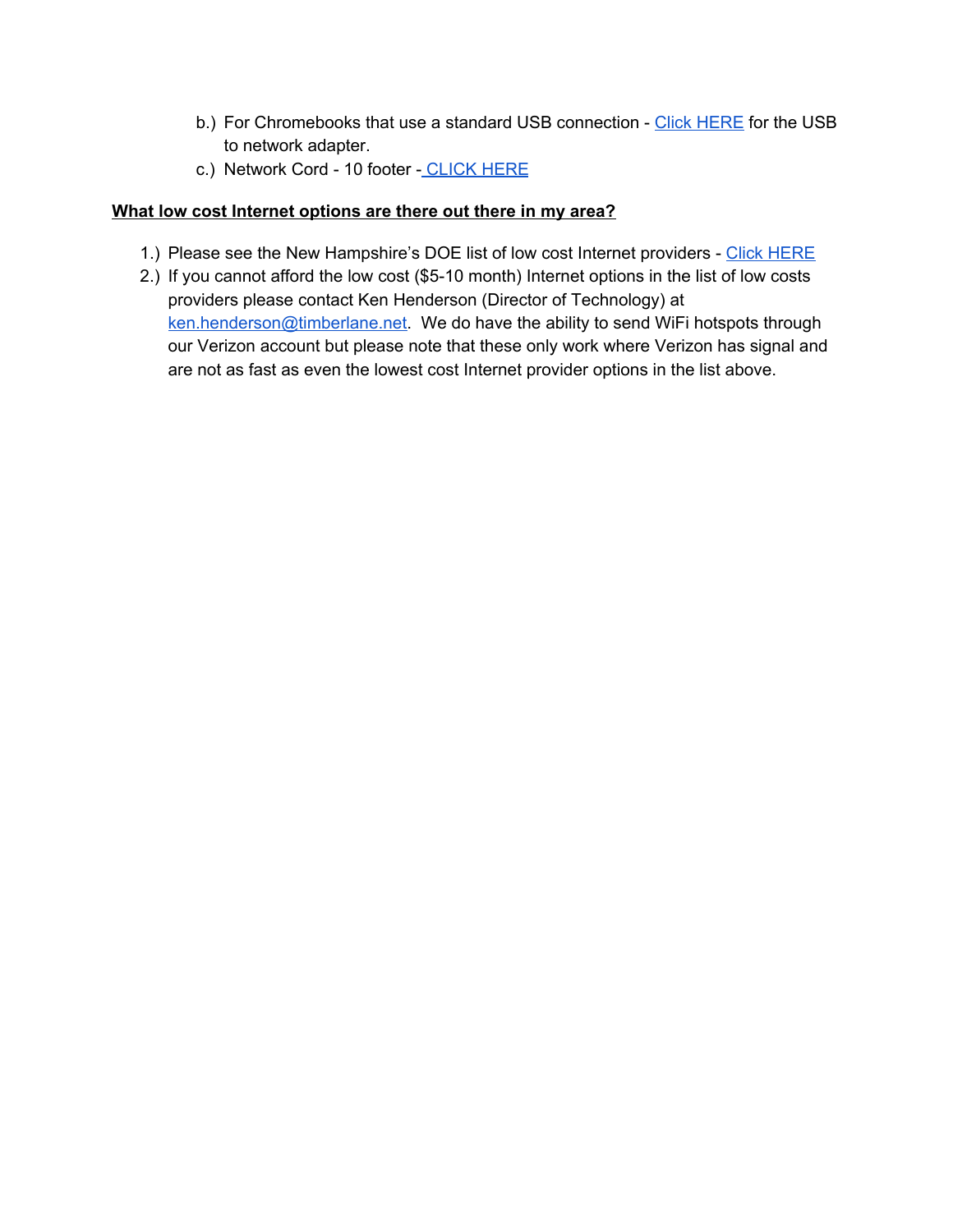b.) For Chromebooks that use a standard USB connection - Click HERE for the USB to network adapter.

c.) Network Cord - 10 footer - CLICK HERE

**What low cost Internet options are there out there in my area?**

1.) Please see the New Hampshire's DOE list of low cost Internet providers - Click HERE

2.) If you cannot afford the low cost ($5-10 month) Internet options in the list of low costs providers please contact Ken Henderson (Director of Technology) at ken.henderson@timberlane.net. We do have the ability to send WiFi hotspots through our Verizon account but please note that these only work where Verizon has signal and are not as fast as even the lowest cost Internet provider options in the list above.